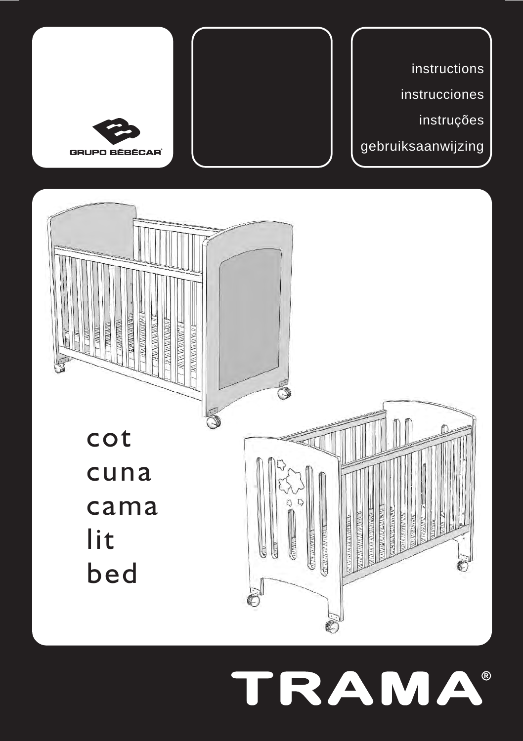GRUPO BÉBÉCAR

instructions

instrucciones

instruções

gebruiksaanwijzing

cot

cuna

cama

lit

bed

# TRAMA®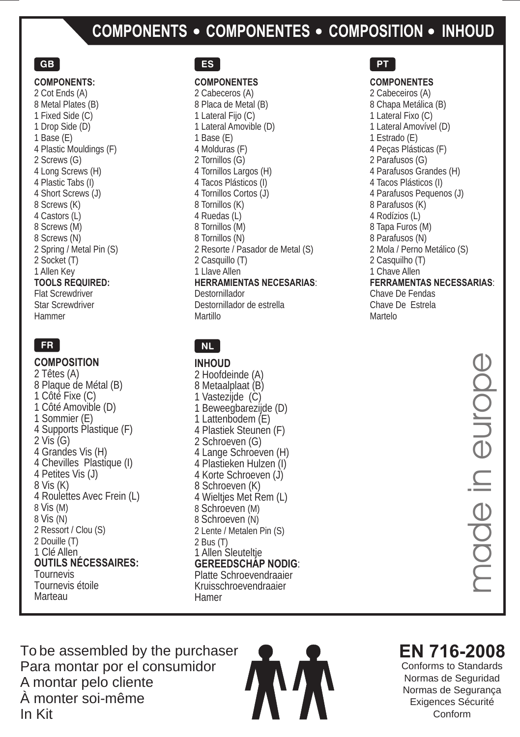# COMPONENTS • COMPONENTES • COMPOSITION • INHOUD

## GB

**COMPONENTS:**

2 Cot Ends (A)
8 Metal Plates (B)
1 Fixed Side (C)
1 Drop Side (D)
1 Base (E)
4 Plastic Mouldings (F)
2 Screws (G)
4 Long Screws (H)
4 Plastic Tabs (I)
4 Short Screws (J)
8 Screws (K)
4 Castors (L)
8 Screws (M)
8 Screws (N)
2 Spring / Metal Pin (S)
2 Socket (T)
1 Allen Key

**TOOLS REQUIRED:**

Flat Screwdriver
Star Screwdriver
Hammer

## ES

**COMPONENTES**

2 Cabeceros (A)
8 Placa de Metal (B)
1 Lateral Fijo (C)
1 Lateral Amovible (D)
1 Base (E)
4 Molduras (F)
2 Tornillos (G)
4 Tornillos Largos (H)
4 Tacos Plásticos (I)
4 Tornillos Cortos (J)
8 Tornillos (K)
4 Ruedas (L)
8 Tornillos (M)
8 Tornillos (N)
2 Resorte / Pasador de Metal (S)
2 Casquillo (T)
1 Llave Allen

**HERRAMIENTAS NECESARIAS**:

Destornillador
Destornillador de estrella
Martillo

## PT

**COMPONENTES**

2 Cabeceiros (A)
8 Chapa Metálica (B)
1 Lateral Fixo (C)
1 Lateral Amovível (D)
1 Estrado (E)
4 Peças Plásticas (F)
2 Parafusos (G)
4 Parafusos Grandes (H)
4 Tacos Plásticos (I)
4 Parafusos Pequenos (J)
8 Parafusos (K)
4 Rodízios (L)
8 Tapa Furos (M)
8 Parafusos (N)
2 Mola / Perno Metálico (S)
2 Casquilho (T)
1 Chave Allen

**FERRAMENTAS NECESSARIAS**:

Chave De Fendas
Chave De Estrela
Martelo

## FR

**COMPOSITION**

2 Têtes (A)
8 Plaque de Métal (B)
1 Côté Fixe (C)
1 Côté Amovible (D)
1 Sommier (E)
4 Supports Plastique (F)
2 Vis (G)
4 Grandes Vis (H)
4 Chevilles Plastique (I)
4 Petites Vis (J)
8 Vis (K)
4 Roulettes Avec Frein (L)
8 Vis (M)
8 Vis (N)
2 Ressort / Clou (S)
2 Douille (T)
1 Clé Allen

**OUTILS NÉCESSAIRES:**

Tournevis
Tournevis étoile
Marteau

## NL

**INHOUD**

2 Hoofdeinde (A)
8 Metaalplaat (B)
1 Vastezijde (C)
1 Beweegbarezijde (D)
1 Lattenbodem (E)
4 Plastiek Steunen (F)
2 Schroeven (G)
4 Lange Schroeven (H)
4 Plastieken Hulzen (I)
4 Korte Schroeven (J)
8 Schroeven (K)
4 Wieltjes Met Rem (L)
8 Schroeven (M)
8 Schroeven (N)
2 Lente / Metalen Pin (S)
2 Bus (T)
1 Allen Sleuteltje

**GEREEDSCHAP NODIG**:

Platte Schroevendraaier
Kruisschroevendraaier
Hamer

made in europe

To be assembled by the purchaser
Para montar por el consumidor
A montar pelo cliente
À monter soi-même
In Kit

**EN 716-2008**

Conforms to Standards
Normas de Seguridad
Normas de Segurança
Exigences Sécurité
Conform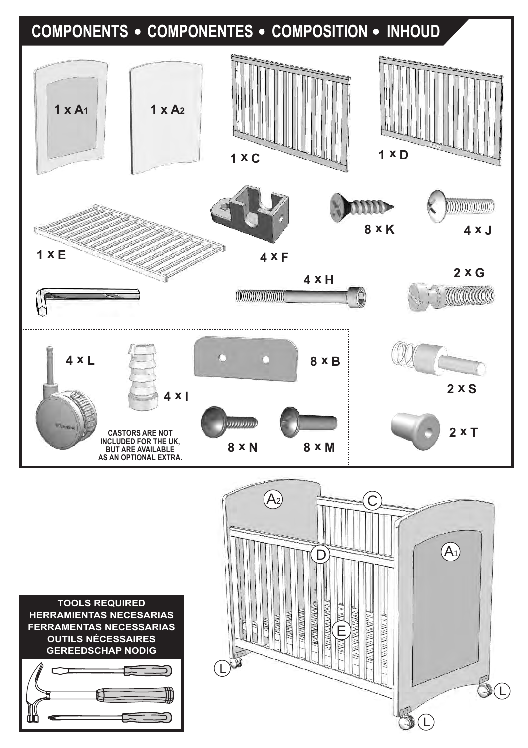# COMPONENTS • COMPONENTES • COMPOSITION • INHOUD

1 x A1

1 x A2

1 x C

1 x D

1 x E

4 x F

8 x K

4 x J

4 x H

2 x G

4 x L

4 x I

8 x B

2 x S

8 x N

8 x M

2 x T

CASTORS ARE NOT INCLUDED FOR THE UK, BUT ARE AVAILABLE AS AN OPTIONAL EXTRA.

**TOOLS REQUIRED**
**HERRAMIENTAS NECESARIAS**
**FERRAMENTAS NECESSARIAS**
**OUTILS NÉCESSAIRES**
**GEREEDSCHAP NODIG**

A2 C D A1 E L L L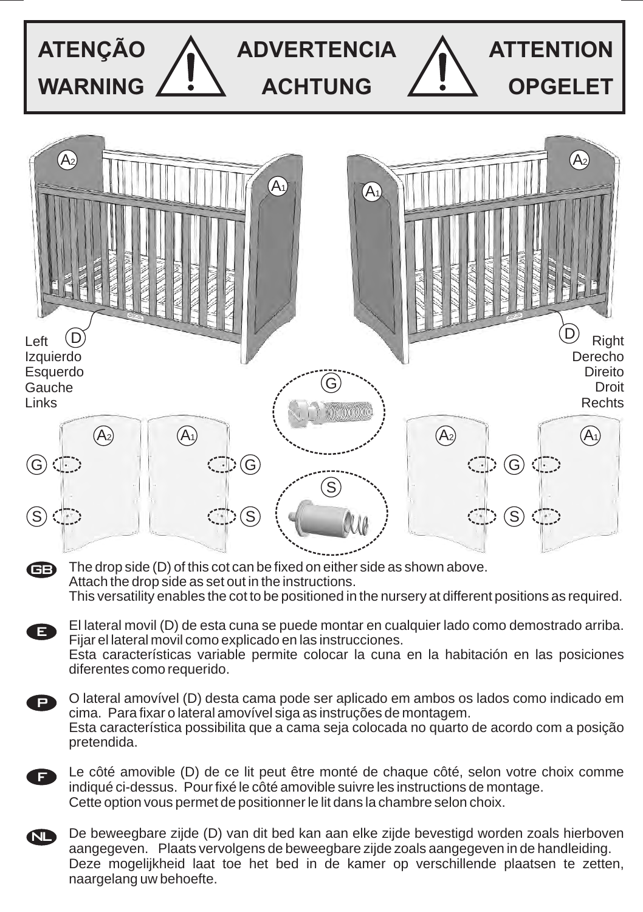**ATENÇÃO** ⚠ **ADVERTENCIA** ⚠ **ATTENTION**

**WARNING** **ACHTUNG** **OPGELET**

Left
Izquierdo
Esquerdo
Gauche
Links

Right
Derecho
Direito
Droit
Rechts

**GB** The drop side (D) of this cot can be fixed on either side as shown above.
Attach the drop side as set out in the instructions.
This versatility enables the cot to be positioned in the nursery at different positions as required.

**E** El lateral movil (D) de esta cuna se puede montar en cualquier lado como demostrado arriba.
Fijar el lateral movil como explicado en las instrucciones.
Esta características variable permite colocar la cuna en la habitación en las posiciones diferentes como requerido.

**P** O lateral amovível (D) desta cama pode ser aplicado em ambos os lados como indicado em cima. Para fixar o lateral amovível siga as instruções de montagem.
Esta característica possibilita que a cama seja colocada no quarto de acordo com a posição pretendida.

**F** Le côté amovible (D) de ce lit peut être monté de chaque côté, selon votre choix comme indiqué ci-dessus. Pour fixé le côté amovible suivre les instructions de montage.
Cette option vous permet de positionner le lit dans la chambre selon choix.

**NL** De beweegbare zijde (D) van dit bed kan aan elke zijde bevestigd worden zoals hierboven aangegeven. Plaats vervolgens de beweegbare zijde zoals aangegeven in de handleiding.
Deze mogelijkheid laat toe het bed in de kamer op verschillende plaatsen te zetten, naargelang uw behoefte.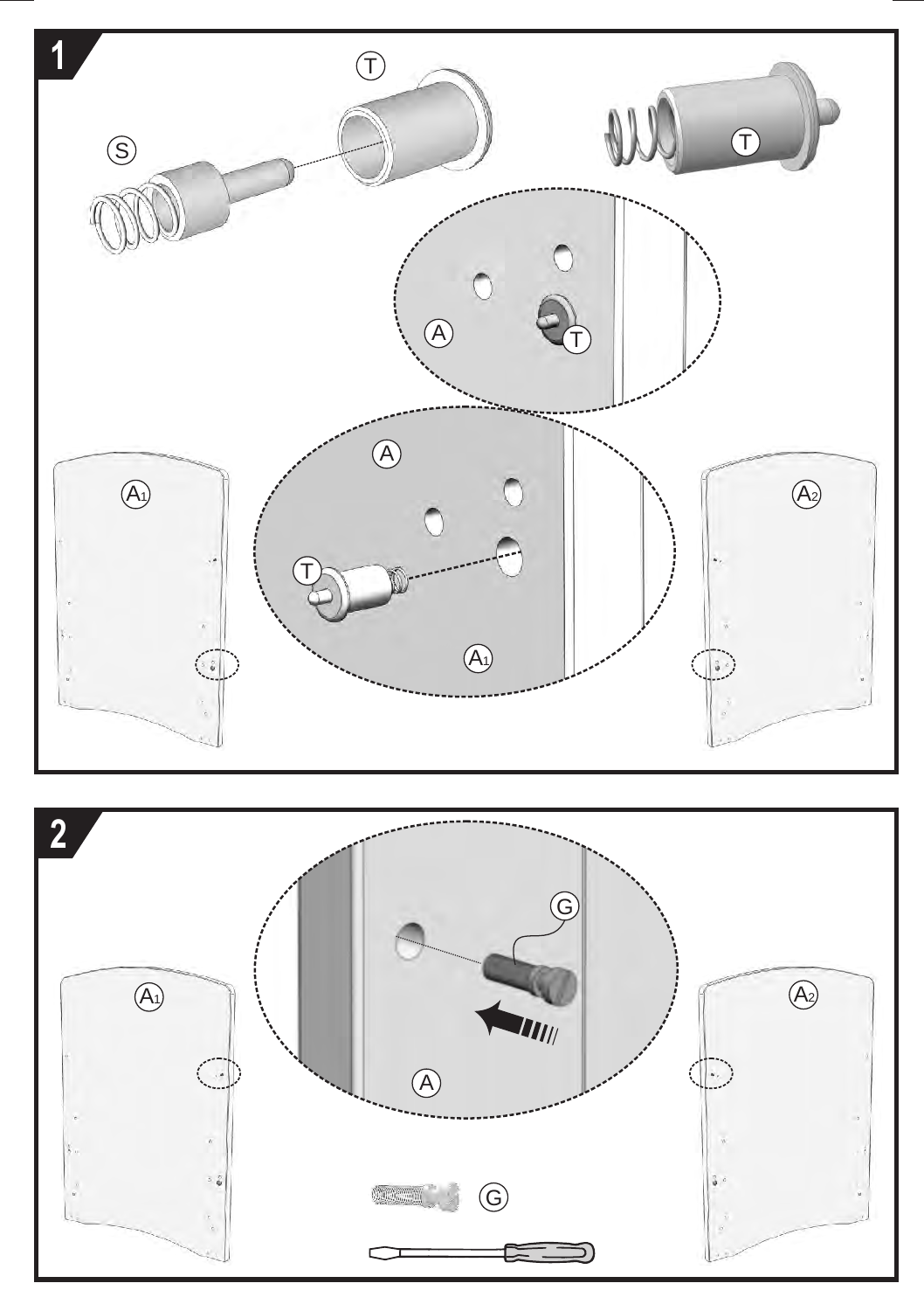1

T

S

T

A

T

A

A1

T

A2

A1

2

G

A1

A2

A

G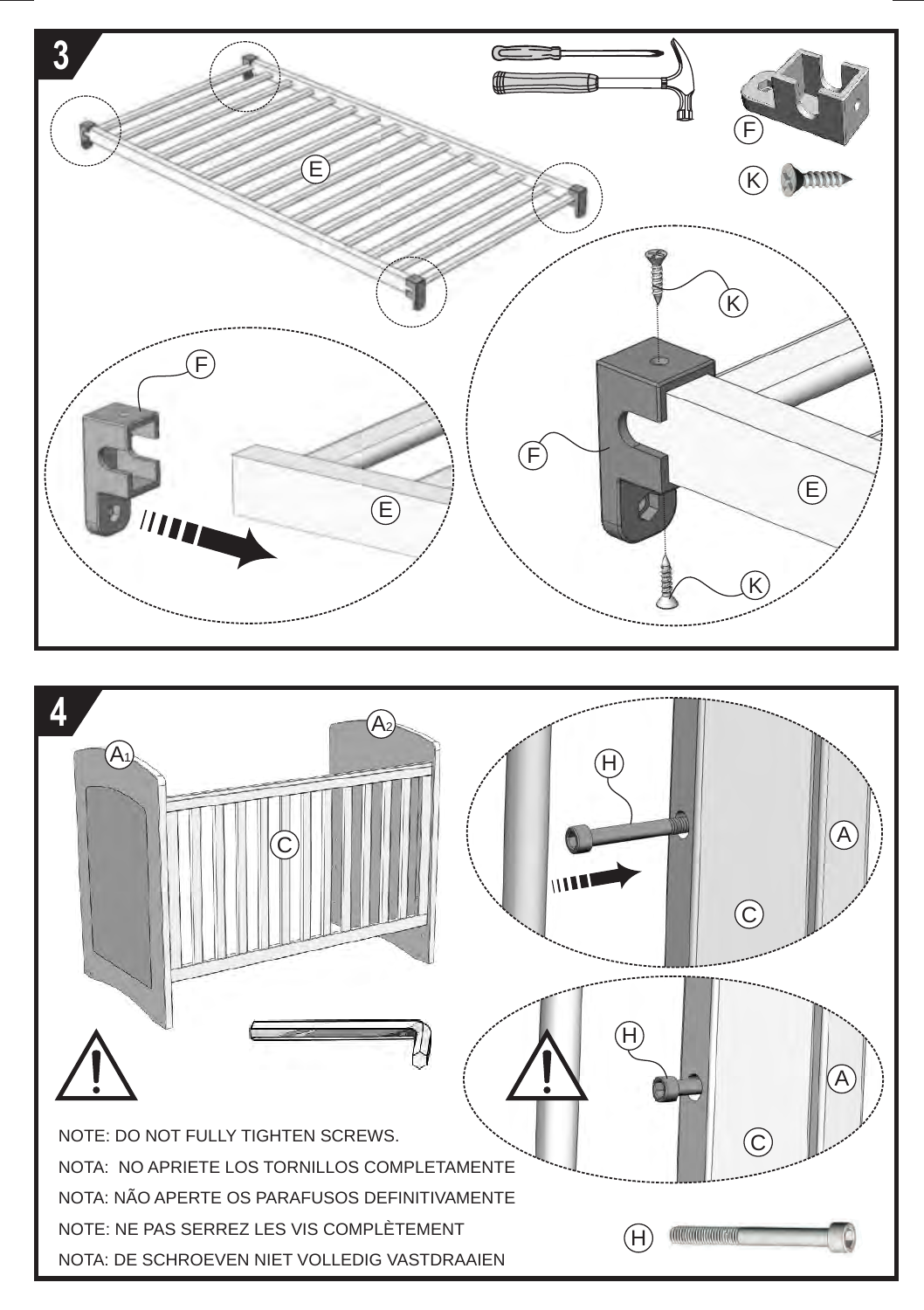## 3

F

K

E

F

K

E

F

K

E

## 4

A1

A2

C

H

A

C

H

A

C

NOTE: DO NOT FULLY TIGHTEN SCREWS.

NOTA: NO APRIETE LOS TORNILLOS COMPLETAMENTE

NOTA: NÃO APERTE OS PARAFUSOS DEFINITIVAMENTE

NOTE: NE PAS SERREZ LES VIS COMPLÈTEMENT

NOTA: DE SCHROEVEN NIET VOLLEDIG VASTDRAAIEN

H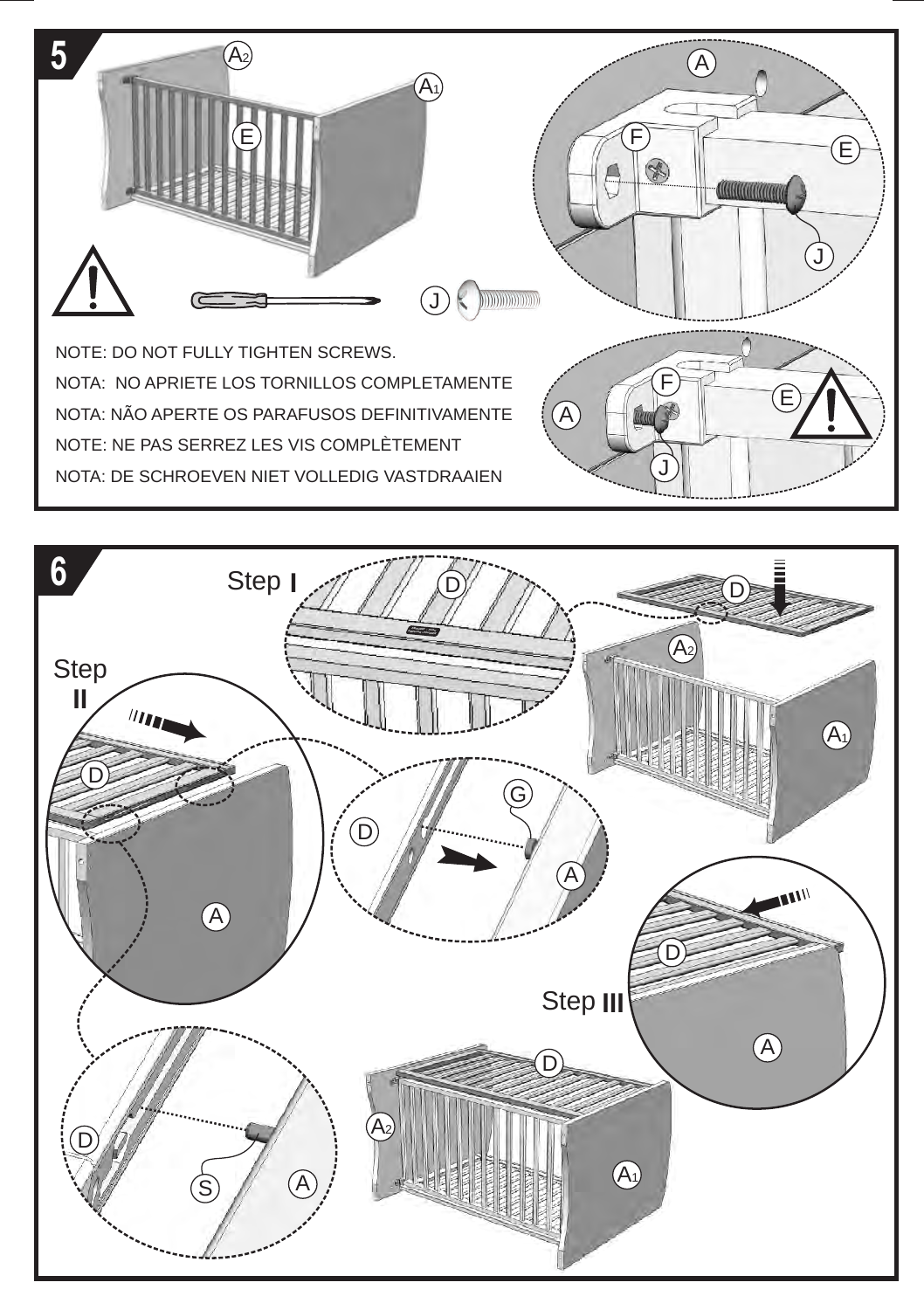## 5

NOTE: DO NOT FULLY TIGHTEN SCREWS.

NOTA: NO APRIETE LOS TORNILLOS COMPLETAMENTE

NOTA: NÃO APERTE OS PARAFUSOS DEFINITIVAMENTE

NOTE: NE PAS SERREZ LES VIS COMPLÈTEMENT

NOTA: DE SCHROEVEN NIET VOLLEDIG VASTDRAAIEN

## 6

Step I

Step II

Step III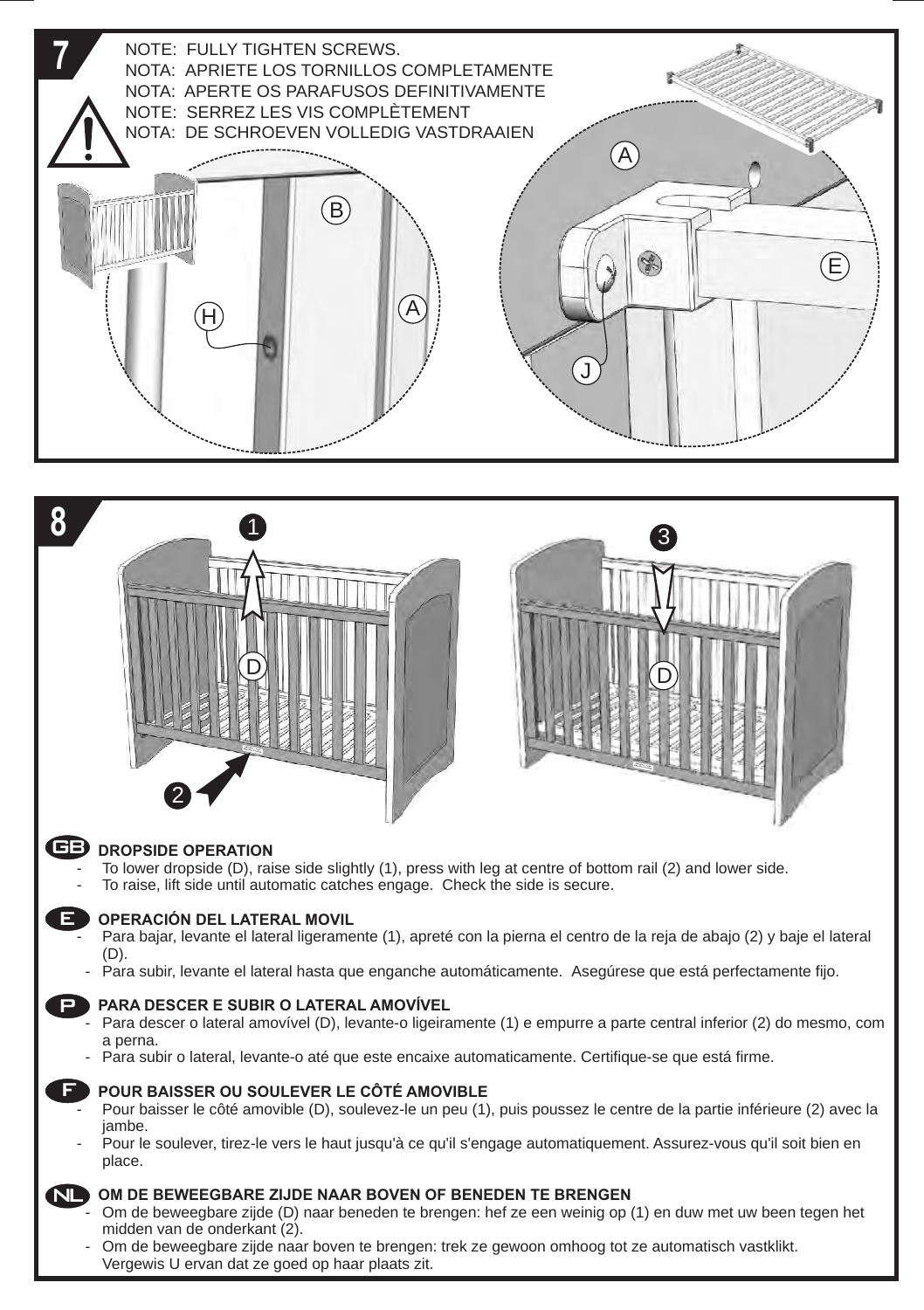## 7

NOTE: FULLY TIGHTEN SCREWS.
NOTA: APRIETE LOS TORNILLOS COMPLETAMENTE
NOTA: APERTE OS PARAFUSOS DEFINITIVAMENTE
NOTE: SERREZ LES VIS COMPLÈTEMENT
NOTA: DE SCHROEVEN VOLLEDIG VASTDRAAIEN

## 8

**GB DROPSIDE OPERATION**

- To lower dropside (D), raise side slightly (1), press with leg at centre of bottom rail (2) and lower side.
- To raise, lift side until automatic catches engage. Check the side is secure.

**E OPERACIÓN DEL LATERAL MOVIL**

- Para bajar, levante el lateral ligeramente (1), apreté con la pierna el centro de la reja de abajo (2) y baje el lateral (D).
- Para subir, levante el lateral hasta que enganche automáticamente. Asegúrese que está perfectamente fijo.

**P PARA DESCER E SUBIR O LATERAL AMOVÍVEL**

- Para descer o lateral amovível (D), levante-o ligeiramente (1) e empurre a parte central inferior (2) do mesmo, com a perna.
- Para subir o lateral, levante-o até que este encaixe automaticamente. Certifique-se que está firme.

**F POUR BAISSER OU SOULEVER LE CÔTÉ AMOVIBLE**

- Pour baisser le côté amovible (D), soulevez-le un peu (1), puis poussez le centre de la partie inférieure (2) avec la jambe.
- Pour le soulever, tirez-le vers le haut jusqu'à ce qu'il s'engage automatiquement. Assurez-vous qu'il soit bien en place.

**NL OM DE BEWEEGBARE ZIJDE NAAR BOVEN OF BENEDEN TE BRENGEN**

- Om de beweegbare zijde (D) naar beneden te brengen: hef ze een weinig op (1) en duw met uw been tegen het midden van de onderkant (2).
- Om de beweegbare zijde naar boven te brengen: trek ze gewoon omhoog tot ze automatisch vastklikt. Vergewis U ervan dat ze goed op haar plaats zit.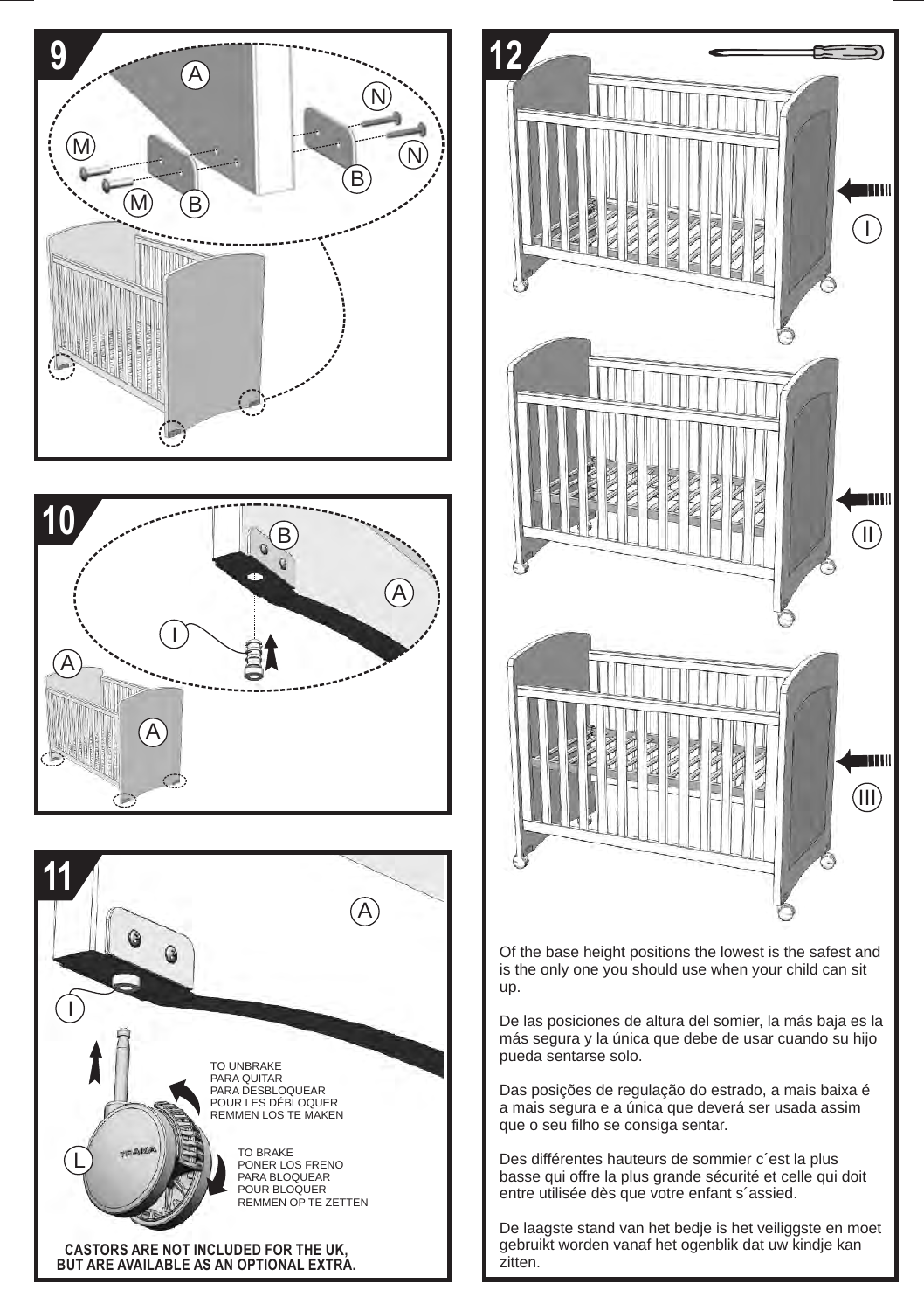## 9

## 10

## 11

TO UNBRAKE
PARA QUITAR
PARA DESBLOQUEAR
POUR LES DÉBLOQUER
REMMEN LOS TE MAKEN

TO BRAKE
PONER LOS FRENO
PARA BLOQUEAR
POUR BLOQUER
REMMEN OP TE ZETTEN

**CASTORS ARE NOT INCLUDED FOR THE UK, BUT ARE AVAILABLE AS AN OPTIONAL EXTRA.**

## 12

Of the base height positions the lowest is the safest and is the only one you should use when your child can sit up.

De las posiciones de altura del somier, la más baja es la más segura y la única que debe de usar cuando su hijo pueda sentarse solo.

Das posições de regulação do estrado, a mais baixa é a mais segura e a única que deverá ser usada assim que o seu filho se consiga sentar.

Des différentes hauteurs de sommier c´est la plus basse qui offre la plus grande sécurité et celle qui doit entre utilisée dès que votre enfant s´assied.

De laagste stand van het bedje is het veiliggste en moet gebruikt worden vanaf het ogenblik dat uw kindje kan zitten.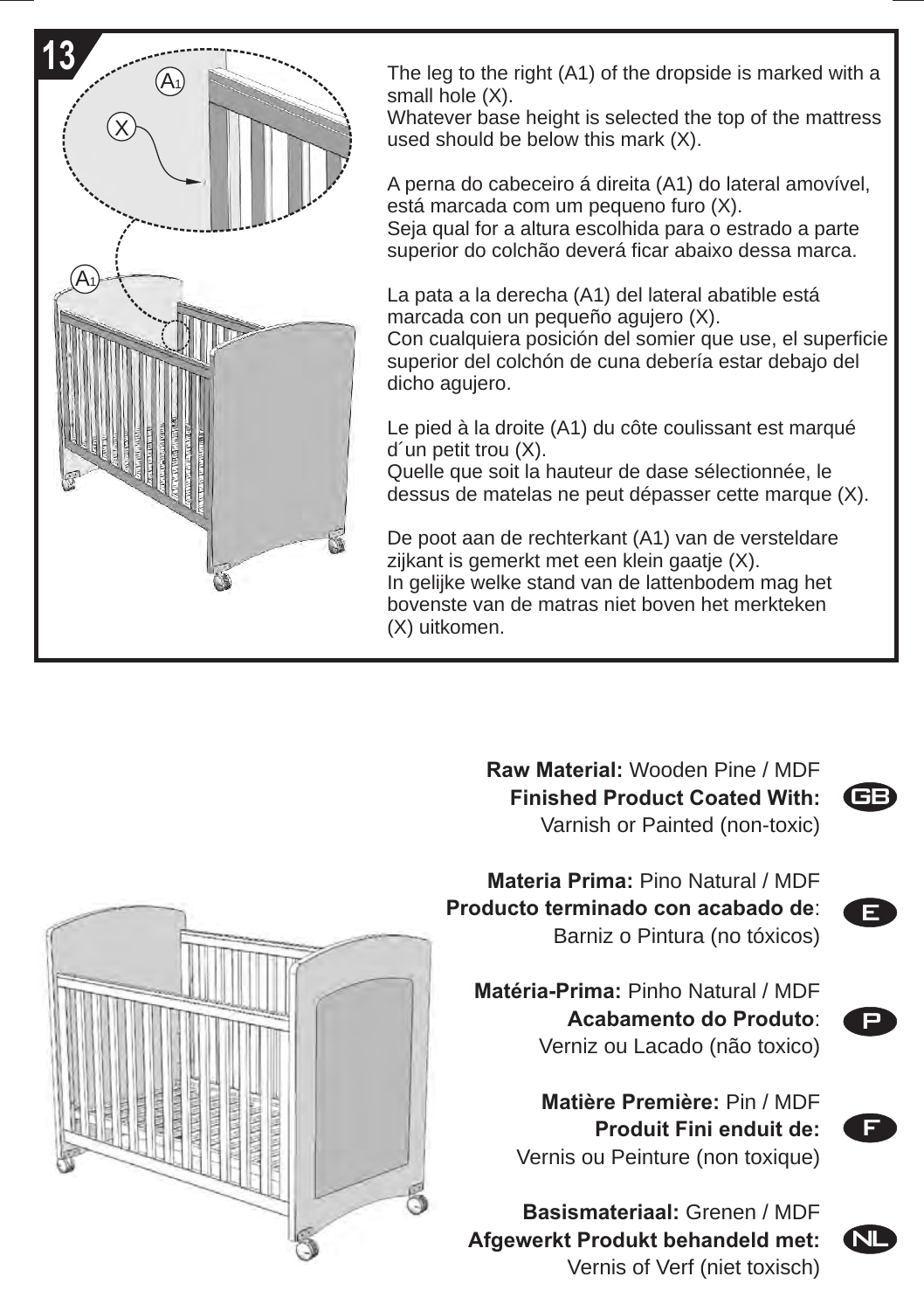## 13

The leg to the right (A1) of the dropside is marked with a small hole (X).
Whatever base height is selected the top of the mattress used should be below this mark (X).

A perna do cabeceiro á direita (A1) do lateral amovível, está marcada com um pequeno furo (X).
Seja qual for a altura escolhida para o estrado a parte superior do colchão deverá ficar abaixo dessa marca.

La pata a la derecha (A1) del lateral abatible está marcada con un pequeño agujero (X).
Con cualquiera posición del somier que use, el superficie superior del colchón de cuna debería estar debajo del dicho agujero.

Le pied à la droite (A1) du côte coulissant est marqué d´un petit trou (X).
Quelle que soit la hauteur de dase sélectionnée, le dessus de matelas ne peut dépasser cette marque (X).

De poot aan de rechterkant (A1) van de versteldare zijkant is gemerkt met een klein gaatje (X).
In gelijke welke stand van de lattenbodem mag het bovenste van de matras niet boven het merkteken (X) uitkomen.

**GB**

**Raw Material:** Wooden Pine / MDF
**Finished Product Coated With:**
Varnish or Painted (non-toxic)

**E**

**Materia Prima:** Pino Natural / MDF
**Producto terminado con acabado de**:
Barniz o Pintura (no tóxicos)

**P**

**Matéria-Prima:** Pinho Natural / MDF
**Acabamento do Produto**:
Verniz ou Lacado (não toxico)

**F**

**Matière Première:** Pin / MDF
**Produit Fini enduit de:**
Vernis ou Peinture (non toxique)

**NL**

**Basismateriaal:** Grenen / MDF
**Afgewerkt Produkt behandeld met:**
Vernis of Verf (niet toxisch)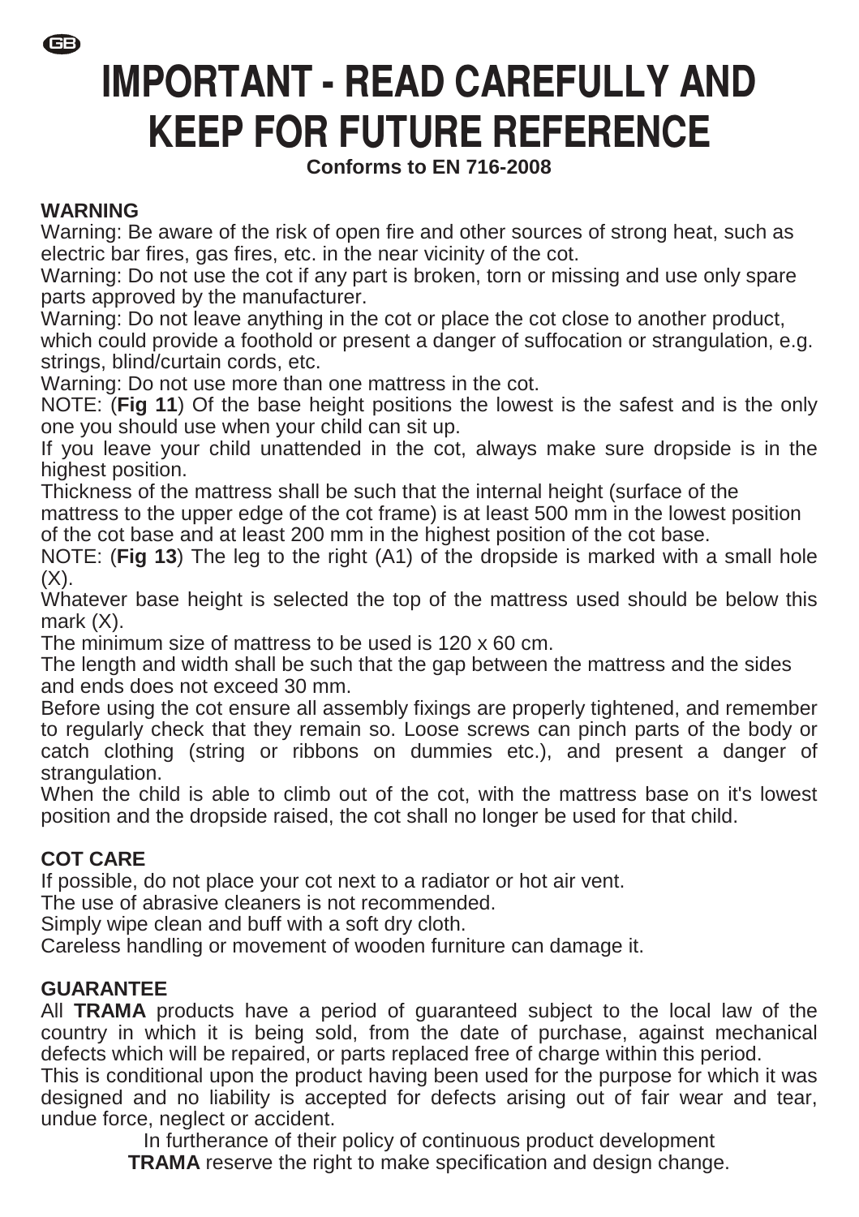GB

# IMPORTANT - READ CAREFULLY AND KEEP FOR FUTURE REFERENCE

**Conforms to EN 716-2008**

**WARNING**

Warning: Be aware of the risk of open fire and other sources of strong heat, such as electric bar fires, gas fires, etc. in the near vicinity of the cot.

Warning: Do not use the cot if any part is broken, torn or missing and use only spare parts approved by the manufacturer.

Warning: Do not leave anything in the cot or place the cot close to another product, which could provide a foothold or present a danger of suffocation or strangulation, e.g. strings, blind/curtain cords, etc.

Warning: Do not use more than one mattress in the cot.

NOTE: (**Fig 11**) Of the base height positions the lowest is the safest and is the only one you should use when your child can sit up.

If you leave your child unattended in the cot, always make sure dropside is in the highest position.

Thickness of the mattress shall be such that the internal height (surface of the mattress to the upper edge of the cot frame) is at least 500 mm in the lowest position of the cot base and at least 200 mm in the highest position of the cot base.

NOTE: (**Fig 13**) The leg to the right (A1) of the dropside is marked with a small hole (X).

Whatever base height is selected the top of the mattress used should be below this mark (X).

The minimum size of mattress to be used is 120 x 60 cm.

The length and width shall be such that the gap between the mattress and the sides and ends does not exceed 30 mm.

Before using the cot ensure all assembly fixings are properly tightened, and remember to regularly check that they remain so. Loose screws can pinch parts of the body or catch clothing (string or ribbons on dummies etc.), and present a danger of strangulation.

When the child is able to climb out of the cot, with the mattress base on it's lowest position and the dropside raised, the cot shall no longer be used for that child.

**COT CARE**

If possible, do not place your cot next to a radiator or hot air vent.

The use of abrasive cleaners is not recommended.

Simply wipe clean and buff with a soft dry cloth.

Careless handling or movement of wooden furniture can damage it.

**GUARANTEE**

All **TRAMA** products have a period of guaranteed subject to the local law of the country in which it is being sold, from the date of purchase, against mechanical defects which will be repaired, or parts replaced free of charge within this period.

This is conditional upon the product having been used for the purpose for which it was designed and no liability is accepted for defects arising out of fair wear and tear, undue force, neglect or accident.

In furtherance of their policy of continuous product development **TRAMA** reserve the right to make specification and design change.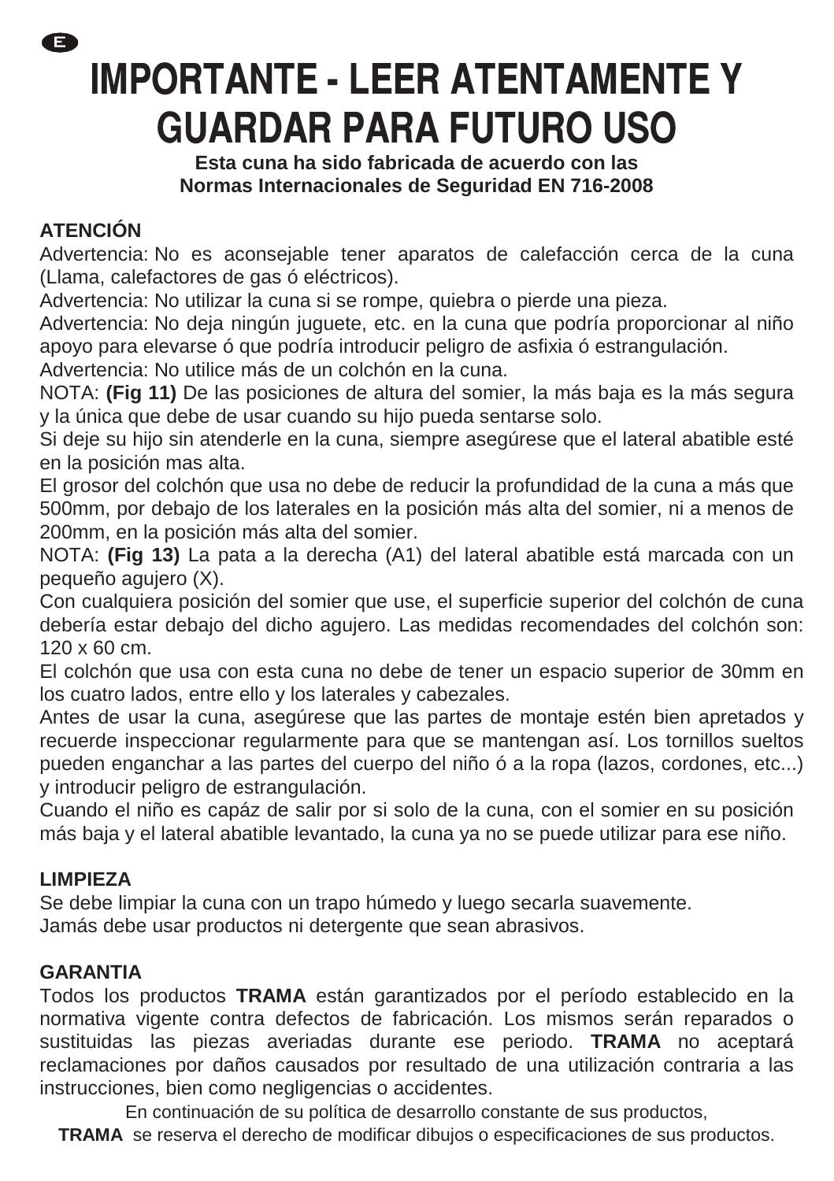E

# IMPORTANTE - LEER ATENTAMENTE Y GUARDAR PARA FUTURO USO

**Esta cuna ha sido fabricada de acuerdo con las Normas Internacionales de Seguridad EN 716-2008**

**ATENCIÓN**

Advertencia: No es aconsejable tener aparatos de calefacción cerca de la cuna (Llama, calefactores de gas ó eléctricos).

Advertencia: No utilizar la cuna si se rompe, quiebra o pierde una pieza.

Advertencia: No deja ningún juguete, etc. en la cuna que podría proporcionar al niño apoyo para elevarse ó que podría introducir peligro de asfixia ó estrangulación.

Advertencia: No utilice más de un colchón en la cuna.

NOTA: **(Fig 11)** De las posiciones de altura del somier, la más baja es la más segura y la única que debe de usar cuando su hijo pueda sentarse solo.

Si deje su hijo sin atenderle en la cuna, siempre asegúrese que el lateral abatible esté en la posición mas alta.

El grosor del colchón que usa no debe de reducir la profundidad de la cuna a más que 500mm, por debajo de los laterales en la posición más alta del somier, ni a menos de 200mm, en la posición más alta del somier.

NOTA: **(Fig 13)** La pata a la derecha (A1) del lateral abatible está marcada con un pequeño agujero (X).

Con cualquiera posición del somier que use, el superficie superior del colchón de cuna debería estar debajo del dicho agujero. Las medidas recomendades del colchón son: 120 x 60 cm.

El colchón que usa con esta cuna no debe de tener un espacio superior de 30mm en los cuatro lados, entre ello y los laterales y cabezales.

Antes de usar la cuna, asegúrese que las partes de montaje estén bien apretados y recuerde inspeccionar regularmente para que se mantengan así. Los tornillos sueltos pueden enganchar a las partes del cuerpo del niño ó a la ropa (lazos, cordones, etc...) y introducir peligro de estrangulación.

Cuando el niño es capáz de salir por si solo de la cuna, con el somier en su posición más baja y el lateral abatible levantado, la cuna ya no se puede utilizar para ese niño.

**LIMPIEZA**

Se debe limpiar la cuna con un trapo húmedo y luego secarla suavemente.

Jamás debe usar productos ni detergente que sean abrasivos.

**GARANTIA**

Todos los productos **TRAMA** están garantizados por el período establecido en la normativa vigente contra defectos de fabricación. Los mismos serán reparados o sustituidas las piezas averiadas durante ese periodo. **TRAMA** no aceptará reclamaciones por daños causados por resultado de una utilización contraria a las instrucciones, bien como negligencias o accidentes.

En continuación de su política de desarrollo constante de sus productos, **TRAMA** se reserva el derecho de modificar dibujos o especificaciones de sus productos.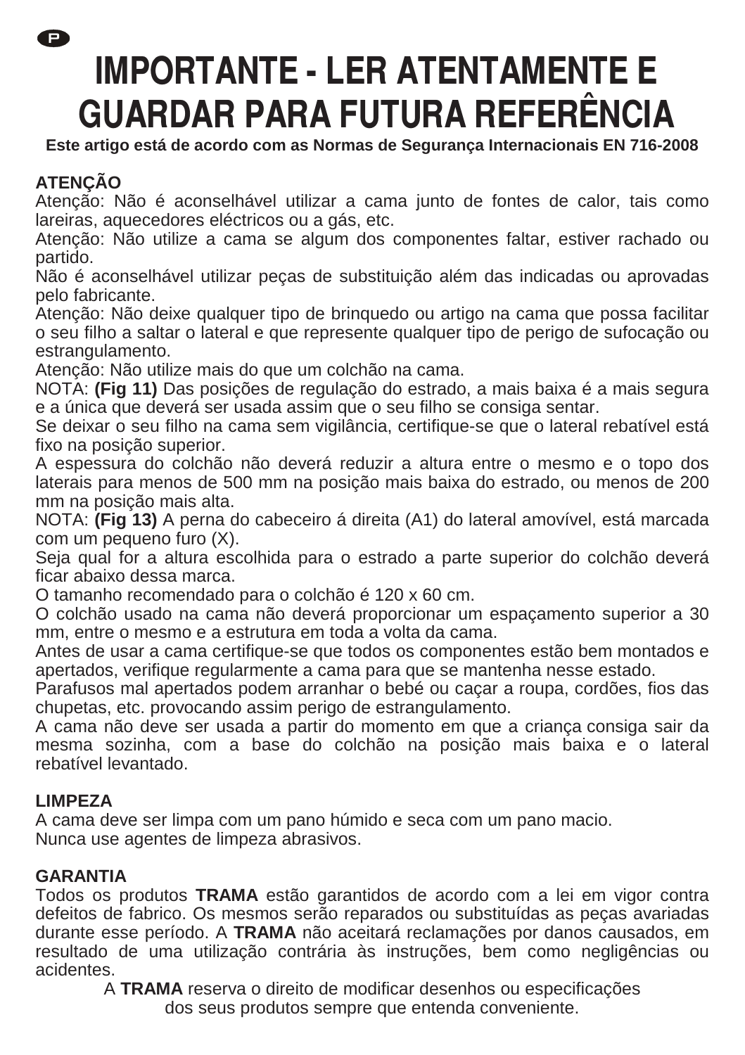P

# IMPORTANTE - LER ATENTAMENTE E GUARDAR PARA FUTURA REFERÊNCIA

**Este artigo está de acordo com as Normas de Segurança Internacionais EN 716-2008**

**ATENÇÃO**

Atenção: Não é aconselhável utilizar a cama junto de fontes de calor, tais como lareiras, aquecedores eléctricos ou a gás, etc.

Atenção: Não utilize a cama se algum dos componentes faltar, estiver rachado ou partido.

Não é aconselhável utilizar peças de substituição além das indicadas ou aprovadas pelo fabricante.

Atenção: Não deixe qualquer tipo de brinquedo ou artigo na cama que possa facilitar o seu filho a saltar o lateral e que represente qualquer tipo de perigo de sufocação ou estrangulamento.

Atenção: Não utilize mais do que um colchão na cama.

NOTA: **(Fig 11)** Das posições de regulação do estrado, a mais baixa é a mais segura e a única que deverá ser usada assim que o seu filho se consiga sentar.

Se deixar o seu filho na cama sem vigilância, certifique-se que o lateral rebatível está fixo na posição superior.

A espessura do colchão não deverá reduzir a altura entre o mesmo e o topo dos laterais para menos de 500 mm na posição mais baixa do estrado, ou menos de 200 mm na posição mais alta.

NOTA: **(Fig 13)** A perna do cabeceiro á direita (A1) do lateral amovível, está marcada com um pequeno furo (X).

Seja qual for a altura escolhida para o estrado a parte superior do colchão deverá ficar abaixo dessa marca.

O tamanho recomendado para o colchão é 120 x 60 cm.

O colchão usado na cama não deverá proporcionar um espaçamento superior a 30 mm, entre o mesmo e a estrutura em toda a volta da cama.

Antes de usar a cama certifique-se que todos os componentes estão bem montados e apertados, verifique regularmente a cama para que se mantenha nesse estado.

Parafusos mal apertados podem arranhar o bebé ou caçar a roupa, cordões, fios das chupetas, etc. provocando assim perigo de estrangulamento.

A cama não deve ser usada a partir do momento em que a criança consiga sair da mesma sozinha, com a base do colchão na posição mais baixa e o lateral rebatível levantado.

**LIMPEZA**

A cama deve ser limpa com um pano húmido e seca com um pano macio.
Nunca use agentes de limpeza abrasivos.

**GARANTIA**

Todos os produtos **TRAMA** estão garantidos de acordo com a lei em vigor contra defeitos de fabrico. Os mesmos serão reparados ou substituídas as peças avariadas durante esse período. A **TRAMA** não aceitará reclamações por danos causados, em resultado de uma utilização contrária às instruções, bem como negligências ou acidentes.

A **TRAMA** reserva o direito de modificar desenhos ou especificações dos seus produtos sempre que entenda conveniente.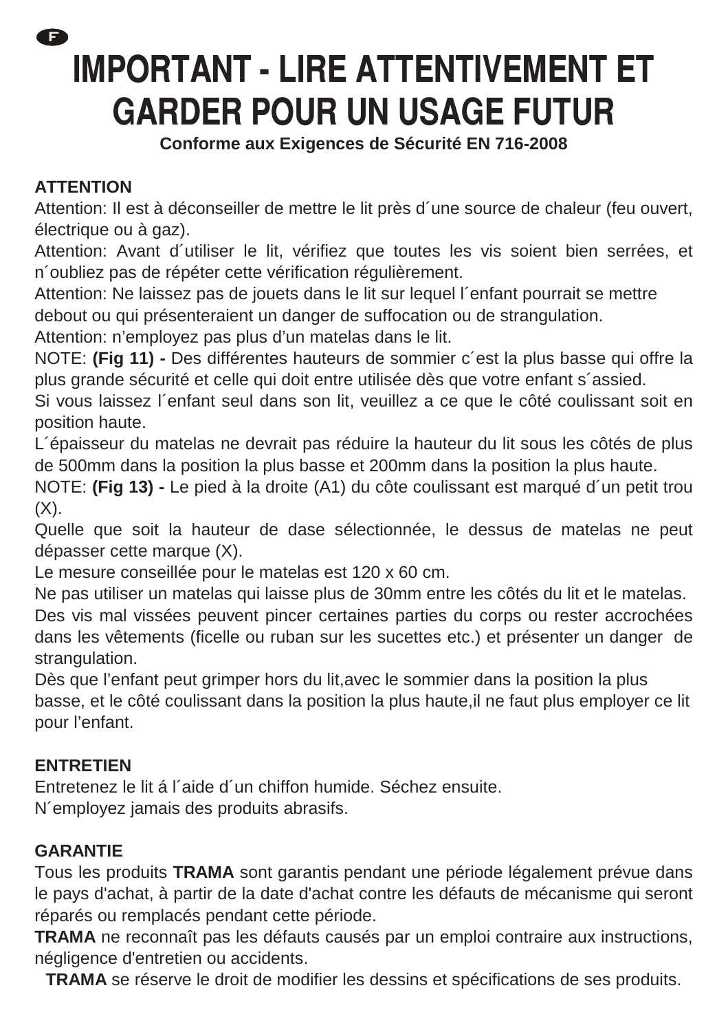F

# IMPORTANT - LIRE ATTENTIVEMENT ET GARDER POUR UN USAGE FUTUR

**Conforme aux Exigences de Sécurité EN 716-2008**

**ATTENTION**

Attention: Il est à déconseiller de mettre le lit près d´une source de chaleur (feu ouvert, électrique ou à gaz).

Attention: Avant d´utiliser le lit, vérifiez que toutes les vis soient bien serrées, et n´oubliez pas de répéter cette vérification régulièrement.

Attention: Ne laissez pas de jouets dans le lit sur lequel l´enfant pourrait se mettre debout ou qui présenteraient un danger de suffocation ou de strangulation.

Attention: n'employez pas plus d'un matelas dans le lit.

NOTE: **(Fig 11) -** Des différentes hauteurs de sommier c´est la plus basse qui offre la plus grande sécurité et celle qui doit entre utilisée dès que votre enfant s´assied.

Si vous laissez l´enfant seul dans son lit, veuillez a ce que le côté coulissant soit en position haute.

L´épaisseur du matelas ne devrait pas réduire la hauteur du lit sous les côtés de plus de 500mm dans la position la plus basse et 200mm dans la position la plus haute.

NOTE: **(Fig 13) -** Le pied à la droite (A1) du côte coulissant est marqué d´un petit trou (X).

Quelle que soit la hauteur de dase sélectionnée, le dessus de matelas ne peut dépasser cette marque (X).

Le mesure conseillée pour le matelas est 120 x 60 cm.

Ne pas utiliser un matelas qui laisse plus de 30mm entre les côtés du lit et le matelas.

Des vis mal vissées peuvent pincer certaines parties du corps ou rester accrochées dans les vêtements (ficelle ou ruban sur les sucettes etc.) et présenter un danger de strangulation.

Dès que l'enfant peut grimper hors du lit,avec le sommier dans la position la plus basse, et le côté coulissant dans la position la plus haute,il ne faut plus employer ce lit pour l'enfant.

**ENTRETIEN**

Entretenez le lit á l´aide d´un chiffon humide. Séchez ensuite.

N´employez jamais des produits abrasifs.

**GARANTIE**

Tous les produits **TRAMA** sont garantis pendant une période légalement prévue dans le pays d'achat, à partir de la date d'achat contre les défauts de mécanisme qui seront réparés ou remplacés pendant cette période.

**TRAMA** ne reconnaît pas les défauts causés par un emploi contraire aux instructions, négligence d'entretien ou accidents.

**TRAMA** se réserve le droit de modifier les dessins et spécifications de ses produits.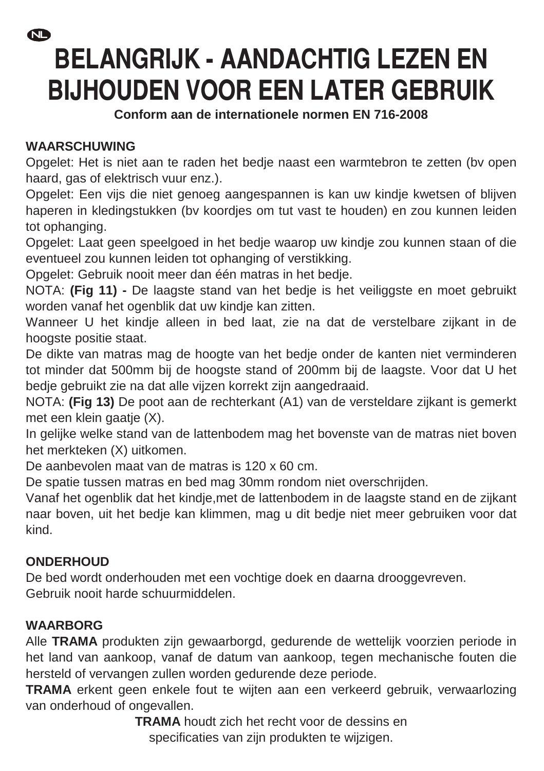NL

# BELANGRIJK - AANDACHTIG LEZEN EN BIJHOUDEN VOOR EEN LATER GEBRUIK

**Conform aan de internationele normen EN 716-2008**

**WAARSCHUWING**

Opgelet: Het is niet aan te raden het bedje naast een warmtebron te zetten (bv open haard, gas of elektrisch vuur enz.).

Opgelet: Een vijs die niet genoeg aangespannen is kan uw kindje kwetsen of blijven haperen in kledingstukken (bv koordjes om tut vast te houden) en zou kunnen leiden tot ophanging.

Opgelet: Laat geen speelgoed in het bedje waarop uw kindje zou kunnen staan of die eventueel zou kunnen leiden tot ophanging of verstikking.

Opgelet: Gebruik nooit meer dan één matras in het bedje.

NOTA: **(Fig 11) -** De laagste stand van het bedje is het veiliggste en moet gebruikt worden vanaf het ogenblik dat uw kindje kan zitten.

Wanneer U het kindje alleen in bed laat, zie na dat de verstelbare zijkant in de hoogste positie staat.

De dikte van matras mag de hoogte van het bedje onder de kanten niet verminderen tot minder dat 500mm bij de hoogste stand of 200mm bij de laagste. Voor dat U het bedje gebruikt zie na dat alle vijzen korrekt zijn aangedraaid.

NOTA: **(Fig 13)** De poot aan de rechterkant (A1) van de versteldare zijkant is gemerkt met een klein gaatje (X).

In gelijke welke stand van de lattenbodem mag het bovenste van de matras niet boven het merkteken (X) uitkomen.

De aanbevolen maat van de matras is 120 x 60 cm.

De spatie tussen matras en bed mag 30mm rondom niet overschrijden.

Vanaf het ogenblik dat het kindje,met de lattenbodem in de laagste stand en de zijkant naar boven, uit het bedje kan klimmen, mag u dit bedje niet meer gebruiken voor dat kind.

**ONDERHOUD**

De bed wordt onderhouden met een vochtige doek en daarna drooggevreven.
Gebruik nooit harde schuurmiddelen.

**WAARBORG**

Alle **TRAMA** produkten zijn gewaarborgd, gedurende de wettelijk voorzien periode in het land van aankoop, vanaf de datum van aankoop, tegen mechanische fouten die hersteld of vervangen zullen worden gedurende deze periode.

**TRAMA** erkent geen enkele fout te wijten aan een verkeerd gebruik, verwaarlozing van onderhoud of ongevallen.

**TRAMA** houdt zich het recht voor de dessins en specificaties van zijn produkten te wijzigen.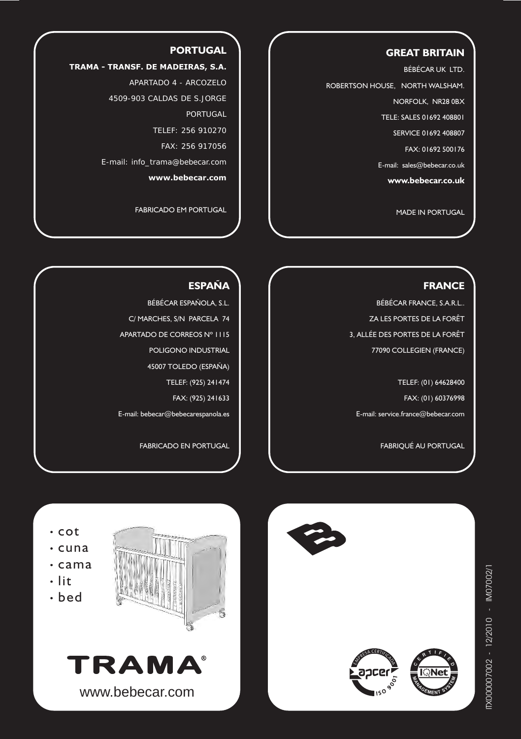## PORTUGAL

**TRAMA - TRANSF. DE MADEIRAS, S.A.**

APARTADO 4 - ARCOZELO

4509-903 CALDAS DE S.JORGE

PORTUGAL

TELEF: 256 910270

FAX: 256 917056

E-mail: info_trama@bebecar.com

**www.bebecar.com**

FABRICADO EM PORTUGAL

## GREAT BRITAIN

BÉBÉCAR UK LTD.

ROBERTSON HOUSE, NORTH WALSHAM.

NORFOLK, NR28 0BX

TELE: SALES 01692 408801

SERVICE 01692 408807

FAX: 01692 500176

E-mail: sales@bebecar.co.uk

**www.bebecar.co.uk**

MADE IN PORTUGAL

## ESPAÑA

BÉBÉCAR ESPAÑOLA, S.L.

C/ MARCHES, S/N PARCELA 74

APARTADO DE CORREOS Nº 1115

POLIGONO INDUSTRIAL

45007 TOLEDO (ESPAÑA)

TELEF: (925) 241474

FAX: (925) 241633

E-mail: bebecar@bebecarespanola.es

FABRICADO EN PORTUGAL

## FRANCE

BÉBÉCAR FRANCE, S.A.R.L..

ZA LES PORTES DE LA FORÊT

3, ALLÉE DES PORTES DE LA FORÊT

77090 COLLEGIEN (FRANCE)

TELEF: (01) 64628400

FAX: (01) 60376998

E-mail: service.france@bebecar.com

FABRIQUÉ AU PORTUGAL

- cot
- cuna
- cama
- lit
- bed

TRAMA®

www.bebecar.com

EMPRESA CERTIFICADA apcer ISO 9001

CERTIFIED IQNet MANAGEMENT SYSTEM

ITX000007002 - 12/2010 - IM07002/1